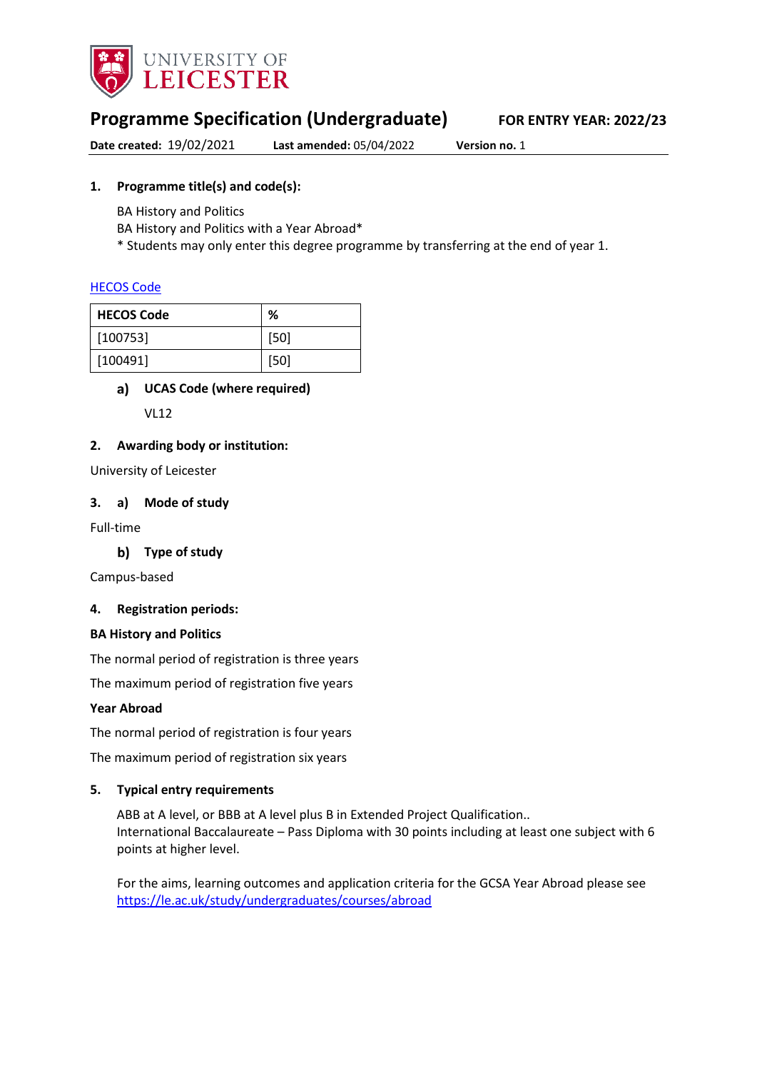UNIVERSITY OF LEICESTER

# Programme Specification (Undergraduate)

**FOR ENTRY YEAR: 2022/23**

**Date created:** 19/02/2021 **Last amended:** 05/04/2022 **Version no.** 1

## 1. Programme title(s) and code(s):

BA History and Politics
BA History and Politics with a Year Abroad*
* Students may only enter this degree programme by transferring at the end of year 1.

[HECOS Code](#)

| HECOS Code | % |
|---|---|
| [100753] | [50] |
| [100491] | [50] |

### a) UCAS Code (where required)

VL12

## 2. Awarding body or institution:

University of Leicester

## 3. a) Mode of study

Full-time

### b) Type of study

Campus-based

## 4. Registration periods:

**BA History and Politics**

The normal period of registration is three years

The maximum period of registration five years

**Year Abroad**

The normal period of registration is four years

The maximum period of registration six years

## 5. Typical entry requirements

ABB at A level, or BBB at A level plus B in Extended Project Qualification..
International Baccalaureate – Pass Diploma with 30 points including at least one subject with 6 points at higher level.

For the aims, learning outcomes and application criteria for the GCSA Year Abroad please see https://le.ac.uk/study/undergraduates/courses/abroad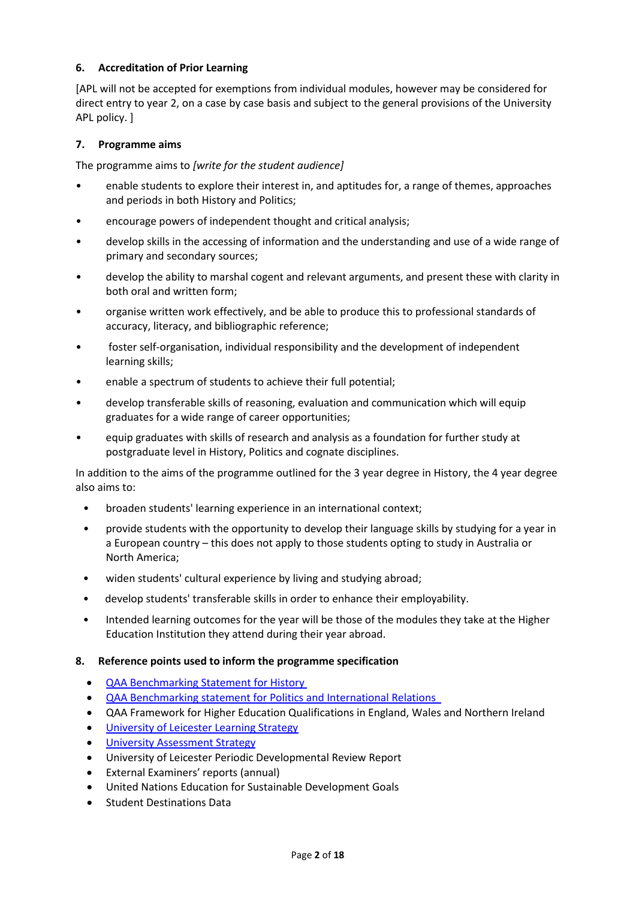## 6. Accreditation of Prior Learning

[APL will not be accepted for exemptions from individual modules, however may be considered for direct entry to year 2, on a case by case basis and subject to the general provisions of the University APL policy. ]

## 7. Programme aims

The programme aims to *[write for the student audience]*

- enable students to explore their interest in, and aptitudes for, a range of themes, approaches and periods in both History and Politics;
- encourage powers of independent thought and critical analysis;
- develop skills in the accessing of information and the understanding and use of a wide range of primary and secondary sources;
- develop the ability to marshal cogent and relevant arguments, and present these with clarity in both oral and written form;
- organise written work effectively, and be able to produce this to professional standards of accuracy, literacy, and bibliographic reference;
- foster self-organisation, individual responsibility and the development of independent learning skills;
- enable a spectrum of students to achieve their full potential;
- develop transferable skills of reasoning, evaluation and communication which will equip graduates for a wide range of career opportunities;
- equip graduates with skills of research and analysis as a foundation for further study at postgraduate level in History, Politics and cognate disciplines.

In addition to the aims of the programme outlined for the 3 year degree in History, the 4 year degree also aims to:

- broaden students' learning experience in an international context;
- provide students with the opportunity to develop their language skills by studying for a year in a European country – this does not apply to those students opting to study in Australia or North America;
- widen students' cultural experience by living and studying abroad;
- develop students' transferable skills in order to enhance their employability.
- Intended learning outcomes for the year will be those of the modules they take at the Higher Education Institution they attend during their year abroad.

## 8. Reference points used to inform the programme specification

- QAA Benchmarking Statement for History
- QAA Benchmarking statement for Politics and International Relations
- QAA Framework for Higher Education Qualifications in England, Wales and Northern Ireland
- University of Leicester Learning Strategy
- University Assessment Strategy
- University of Leicester Periodic Developmental Review Report
- External Examiners' reports (annual)
- United Nations Education for Sustainable Development Goals
- Student Destinations Data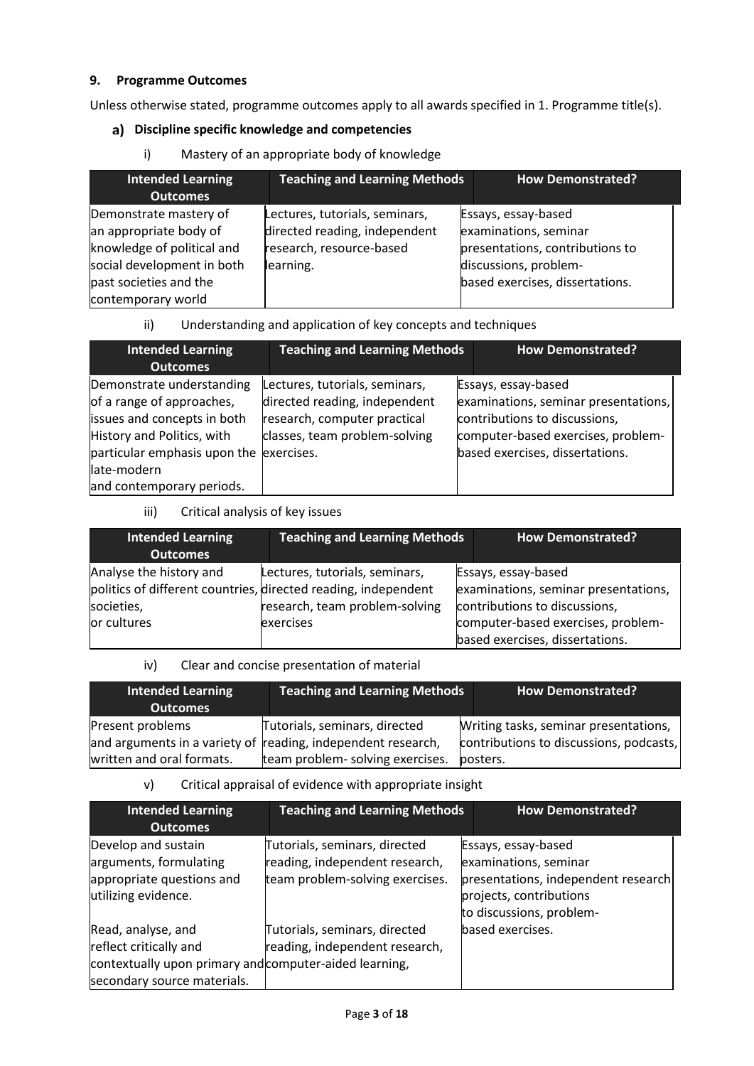## 9. Programme Outcomes

Unless otherwise stated, programme outcomes apply to all awards specified in 1. Programme title(s).

### a) Discipline specific knowledge and competencies

i) Mastery of an appropriate body of knowledge

| Intended Learning Outcomes | Teaching and Learning Methods | How Demonstrated? |
|---|---|---|
| Demonstrate mastery of an appropriate body of knowledge of political and social development in both past societies and the contemporary world | Lectures, tutorials, seminars, directed reading, independent research, resource-based learning. | Essays, essay-based examinations, seminar presentations, contributions to discussions, problem-based exercises, dissertations. |

ii) Understanding and application of key concepts and techniques

| Intended Learning Outcomes | Teaching and Learning Methods | How Demonstrated? |
|---|---|---|
| Demonstrate understanding of a range of approaches, issues and concepts in both History and Politics, with particular emphasis upon the late-modern and contemporary periods. | Lectures, tutorials, seminars, directed reading, independent research, computer practical classes, team problem-solving exercises. | Essays, essay-based examinations, seminar presentations, contributions to discussions, computer-based exercises, problem-based exercises, dissertations. |

iii) Critical analysis of key issues

| Intended Learning Outcomes | Teaching and Learning Methods | How Demonstrated? |
|---|---|---|
| Analyse the history and politics of different countries, societies, or cultures | Lectures, tutorials, seminars, directed reading, independent research, team problem-solving exercises | Essays, essay-based examinations, seminar presentations, contributions to discussions, computer-based exercises, problem-based exercises, dissertations. |

iv) Clear and concise presentation of material

| Intended Learning Outcomes | Teaching and Learning Methods | How Demonstrated? |
|---|---|---|
| Present problems and arguments in a variety of written and oral formats. | Tutorials, seminars, directed reading, independent research, team problem- solving exercises. | Writing tasks, seminar presentations, contributions to discussions, podcasts, posters. |

v) Critical appraisal of evidence with appropriate insight

| Intended Learning Outcomes | Teaching and Learning Methods | How Demonstrated? |
|---|---|---|
| Develop and sustain arguments, formulating appropriate questions and utilizing evidence. | Tutorials, seminars, directed reading, independent research, team problem-solving exercises. | Essays, essay-based examinations, seminar presentations, independent research projects, contributions to discussions, problem-based exercises. |
| Read, analyse, and reflect critically and contextually upon primary and secondary source materials. | Tutorials, seminars, directed reading, independent research, computer-aided learning, | |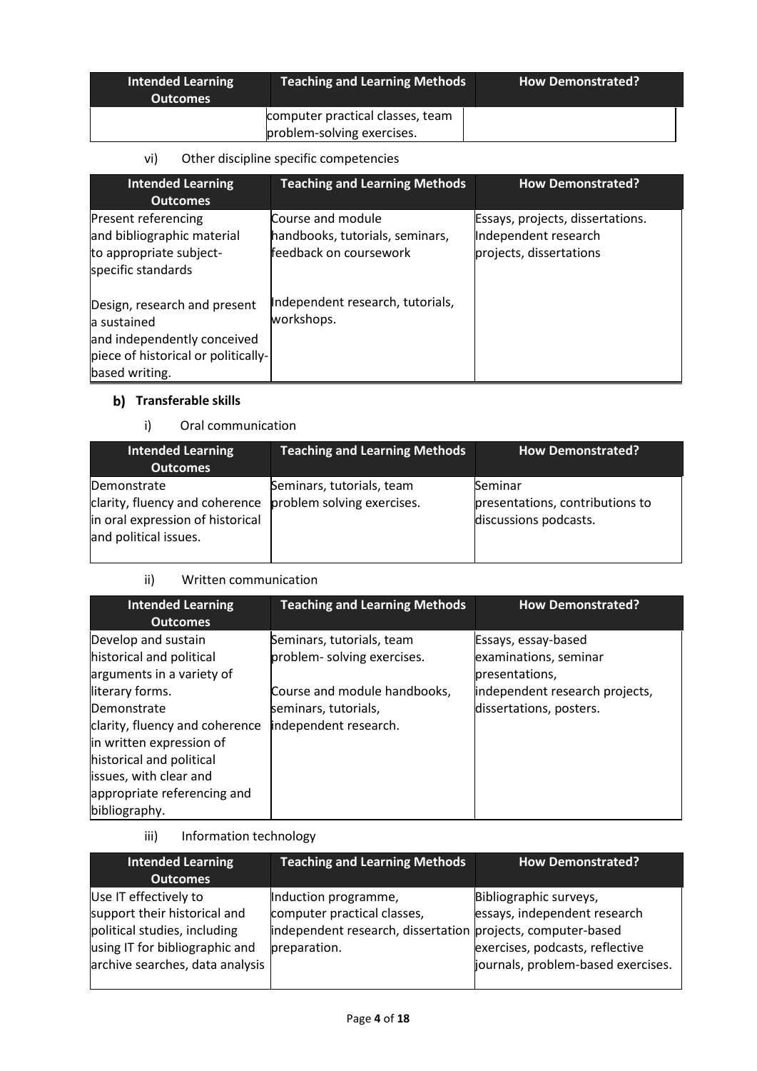| Intended Learning Outcomes | Teaching and Learning Methods | How Demonstrated? |
|---|---|---|
| | computer practical classes, team problem-solving exercises. | |

vi) Other discipline specific competencies

| Intended Learning Outcomes | Teaching and Learning Methods | How Demonstrated? |
|---|---|---|
| Present referencing and bibliographic material to appropriate subject-specific standards | Course and module handbooks, tutorials, seminars, feedback on coursework | Essays, projects, dissertations. Independent research projects, dissertations |
| Design, research and present a sustained and independently conceived piece of historical or politically-based writing. | Independent research, tutorials, workshops. | |

## b) Transferable skills

i) Oral communication

| Intended Learning Outcomes | Teaching and Learning Methods | How Demonstrated? |
|---|---|---|
| Demonstrate clarity, fluency and coherence in oral expression of historical and political issues. | Seminars, tutorials, team problem solving exercises. | Seminar presentations, contributions to discussions podcasts. |

ii) Written communication

| Intended Learning Outcomes | Teaching and Learning Methods | How Demonstrated? |
|---|---|---|
| Develop and sustain historical and political arguments in a variety of literary forms.<br>Demonstrate clarity, fluency and coherence in written expression of historical and political issues, with clear and appropriate referencing and bibliography. | Seminars, tutorials, team problem- solving exercises.<br><br>Course and module handbooks, seminars, tutorials, independent research. | Essays, essay-based examinations, seminar presentations, independent research projects, dissertations, posters. |

iii) Information technology

| Intended Learning Outcomes | Teaching and Learning Methods | How Demonstrated? |
|---|---|---|
| Use IT effectively to support their historical and political studies, including using IT for bibliographic and archive searches, data analysis | Induction programme, computer practical classes, independent research, dissertation preparation. | Bibliographic surveys, essays, independent research projects, computer-based exercises, podcasts, reflective journals, problem-based exercises. |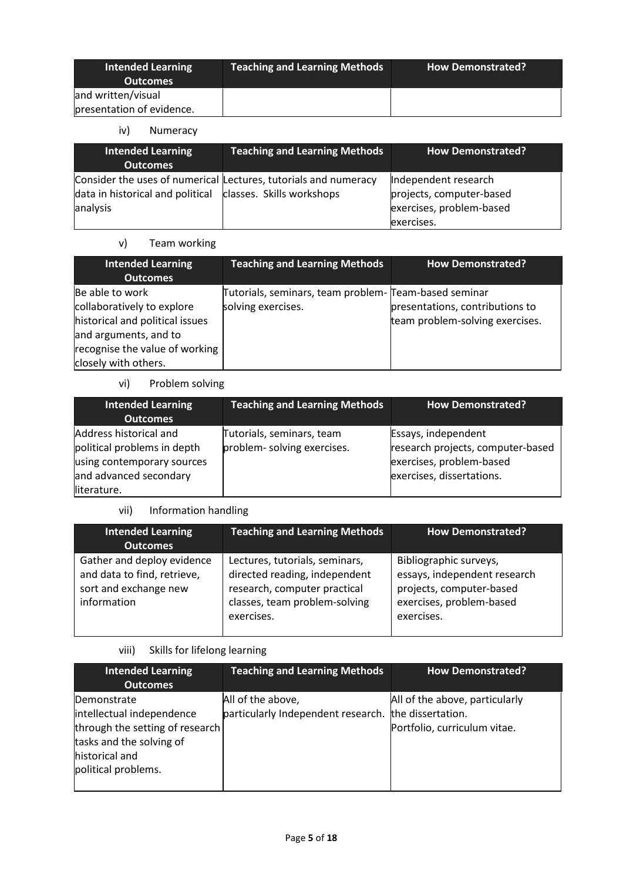| Intended Learning Outcomes | Teaching and Learning Methods | How Demonstrated? |
|---|---|---|
| and written/visual presentation of evidence. | | |

iv) Numeracy

| Intended Learning Outcomes | Teaching and Learning Methods | How Demonstrated? |
|---|---|---|
| Consider the uses of numerical data in historical and political analysis | Lectures, tutorials and numeracy classes. Skills workshops | Independent research projects, computer-based exercises, problem-based exercises. |

v) Team working

| Intended Learning Outcomes | Teaching and Learning Methods | How Demonstrated? |
|---|---|---|
| Be able to work collaboratively to explore historical and political issues and arguments, and to recognise the value of working closely with others. | Tutorials, seminars, team problem-solving exercises. | Team-based seminar presentations, contributions to team problem-solving exercises. |

vi) Problem solving

| Intended Learning Outcomes | Teaching and Learning Methods | How Demonstrated? |
|---|---|---|
| Address historical and political problems in depth using contemporary sources and advanced secondary literature. | Tutorials, seminars, team problem- solving exercises. | Essays, independent research projects, computer-based exercises, problem-based exercises, dissertations. |

vii) Information handling

| Intended Learning Outcomes | Teaching and Learning Methods | How Demonstrated? |
|---|---|---|
| Gather and deploy evidence and data to find, retrieve, sort and exchange new information | Lectures, tutorials, seminars, directed reading, independent research, computer practical classes, team problem-solving exercises. | Bibliographic surveys, essays, independent research projects, computer-based exercises, problem-based exercises. |

viii) Skills for lifelong learning

| Intended Learning Outcomes | Teaching and Learning Methods | How Demonstrated? |
|---|---|---|
| Demonstrate intellectual independence through the setting of research tasks and the solving of historical and political problems. | All of the above, particularly Independent research. | All of the above, particularly the dissertation. Portfolio, curriculum vitae. |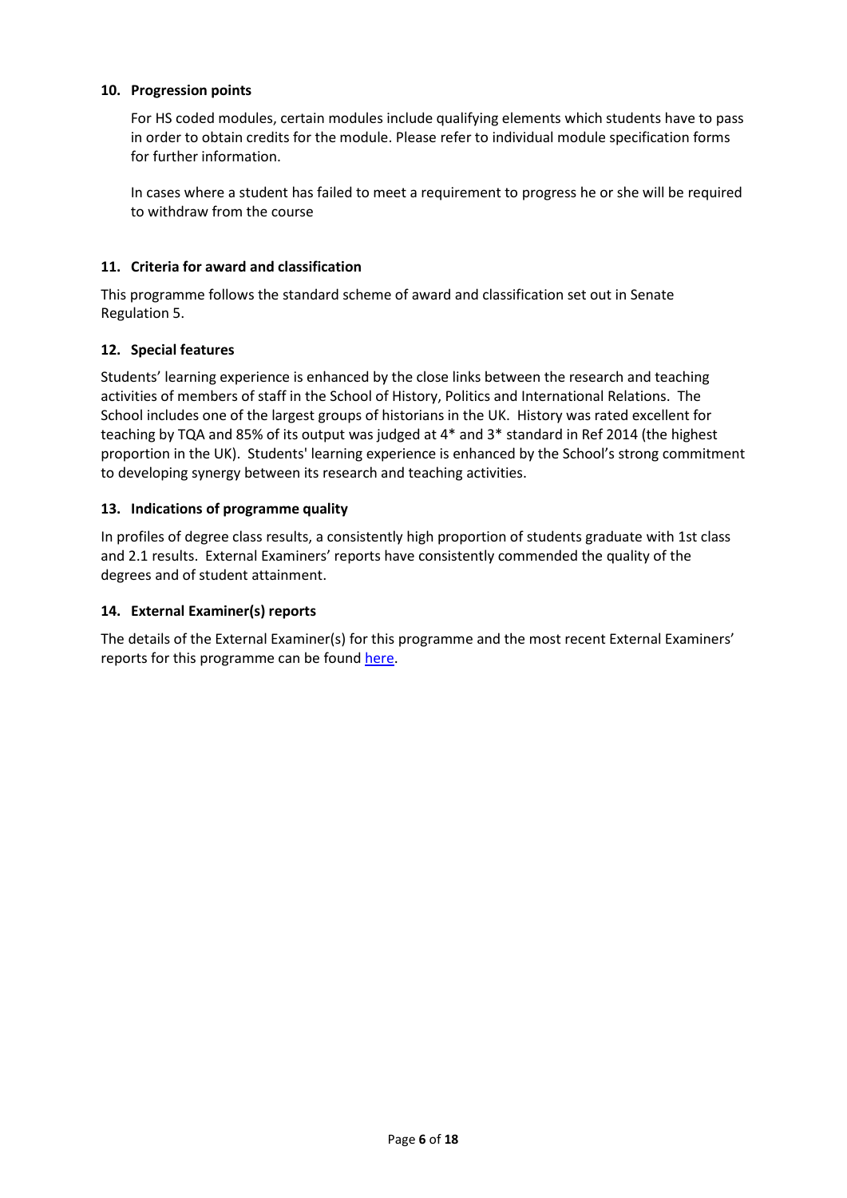## 10. Progression points

For HS coded modules, certain modules include qualifying elements which students have to pass in order to obtain credits for the module. Please refer to individual module specification forms for further information.

In cases where a student has failed to meet a requirement to progress he or she will be required to withdraw from the course

## 11. Criteria for award and classification

This programme follows the standard scheme of award and classification set out in Senate Regulation 5.

## 12. Special features

Students' learning experience is enhanced by the close links between the research and teaching activities of members of staff in the School of History, Politics and International Relations. The School includes one of the largest groups of historians in the UK. History was rated excellent for teaching by TQA and 85% of its output was judged at 4* and 3* standard in Ref 2014 (the highest proportion in the UK). Students' learning experience is enhanced by the School's strong commitment to developing synergy between its research and teaching activities.

## 13. Indications of programme quality

In profiles of degree class results, a consistently high proportion of students graduate with 1st class and 2.1 results. External Examiners' reports have consistently commended the quality of the degrees and of student attainment.

## 14. External Examiner(s) reports

The details of the External Examiner(s) for this programme and the most recent External Examiners' reports for this programme can be found here.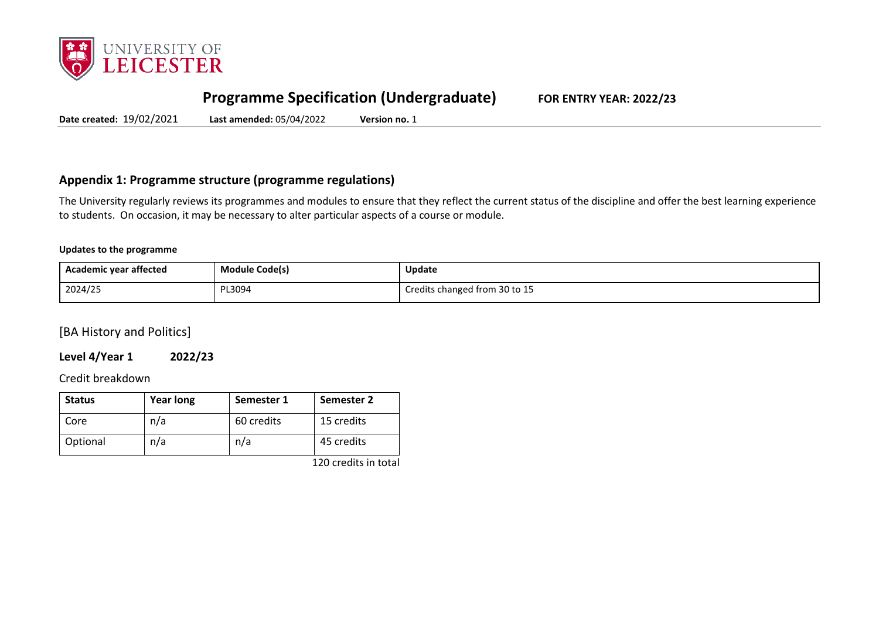# Programme Specification (Undergraduate) **FOR ENTRY YEAR: 2022/23**

**Date created:** 19/02/2021 **Last amended:** 05/04/2022 **Version no.** 1

## Appendix 1: Programme structure (programme regulations)

The University regularly reviews its programmes and modules to ensure that they reflect the current status of the discipline and offer the best learning experience to students. On occasion, it may be necessary to alter particular aspects of a course or module.

**Updates to the programme**

| Academic year affected | Module Code(s) | Update |
|---|---|---|
| 2024/25 | PL3094 | Credits changed from 30 to 15 |

[BA History and Politics]

**Level 4/Year 1 2022/23**

Credit breakdown

| Status | Year long | Semester 1 | Semester 2 |
|---|---|---|---|
| Core | n/a | 60 credits | 15 credits |
| Optional | n/a | n/a | 45 credits |

120 credits in total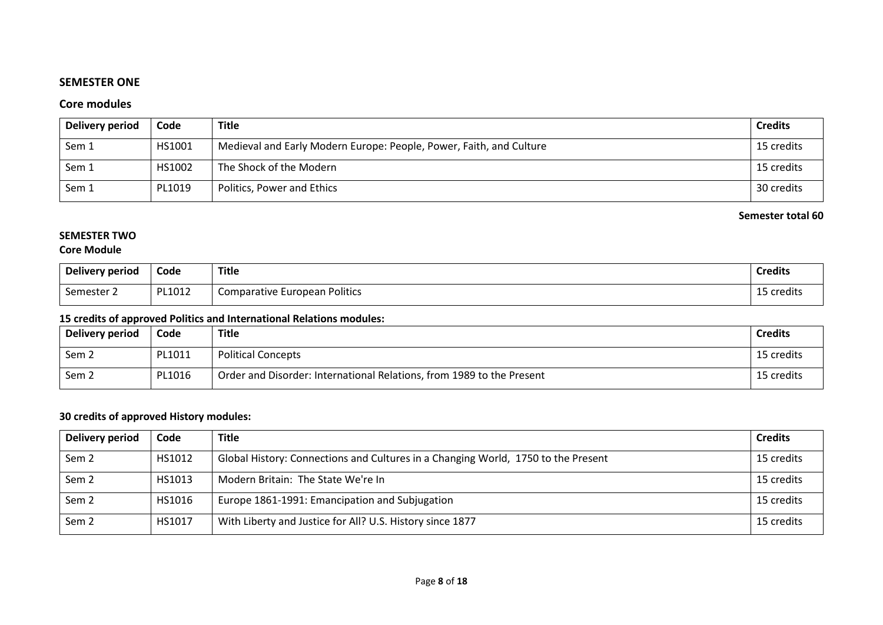## SEMESTER ONE

### Core modules

| Delivery period | Code | Title | Credits |
|---|---|---|---|
| Sem 1 | HS1001 | Medieval and Early Modern Europe: People, Power, Faith, and Culture | 15 credits |
| Sem 1 | HS1002 | The Shock of the Modern | 15 credits |
| Sem 1 | PL1019 | Politics, Power and Ethics | 30 credits |

**Semester total 60**

## SEMESTER TWO

**Core Module**

| Delivery period | Code | Title | Credits |
|---|---|---|---|
| Semester 2 | PL1012 | Comparative European Politics | 15 credits |

**15 credits of approved Politics and International Relations modules:**

| Delivery period | Code | Title | Credits |
|---|---|---|---|
| Sem 2 | PL1011 | Political Concepts | 15 credits |
| Sem 2 | PL1016 | Order and Disorder: International Relations, from 1989 to the Present | 15 credits |

**30 credits of approved History modules:**

| Delivery period | Code | Title | Credits |
|---|---|---|---|
| Sem 2 | HS1012 | Global History: Connections and Cultures in a Changing World, 1750 to the Present | 15 credits |
| Sem 2 | HS1013 | Modern Britain: The State We're In | 15 credits |
| Sem 2 | HS1016 | Europe 1861-1991: Emancipation and Subjugation | 15 credits |
| Sem 2 | HS1017 | With Liberty and Justice for All? U.S. History since 1877 | 15 credits |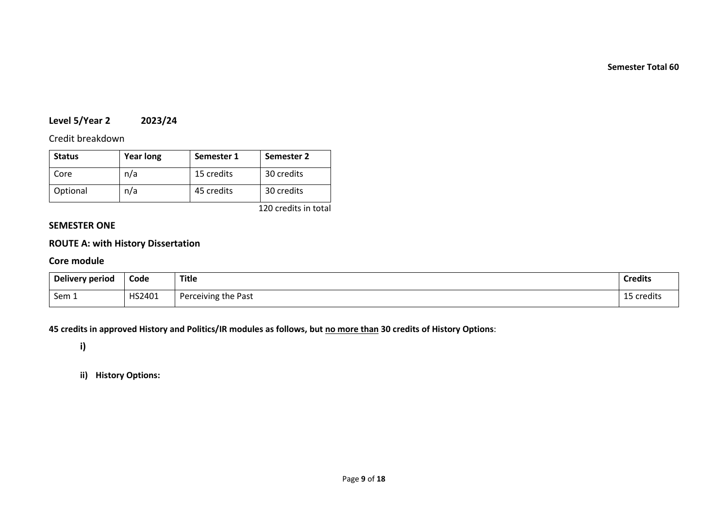**Semester Total 60**

**Level 5/Year 2 2023/24**

Credit breakdown

| Status | Year long | Semester 1 | Semester 2 |
|---|---|---|---|
| Core | n/a | 15 credits | 30 credits |
| Optional | n/a | 45 credits | 30 credits |

120 credits in total

**SEMESTER ONE**

**ROUTE A: with History Dissertation**

**Core module**

| Delivery period | Code | Title | Credits |
|---|---|---|---|
| Sem 1 | HS2401 | Perceiving the Past | 15 credits |

**45 credits in approved History and Politics/IR modules as follows, but no more than 30 credits of History Options**:

**i)**

**ii) History Options:**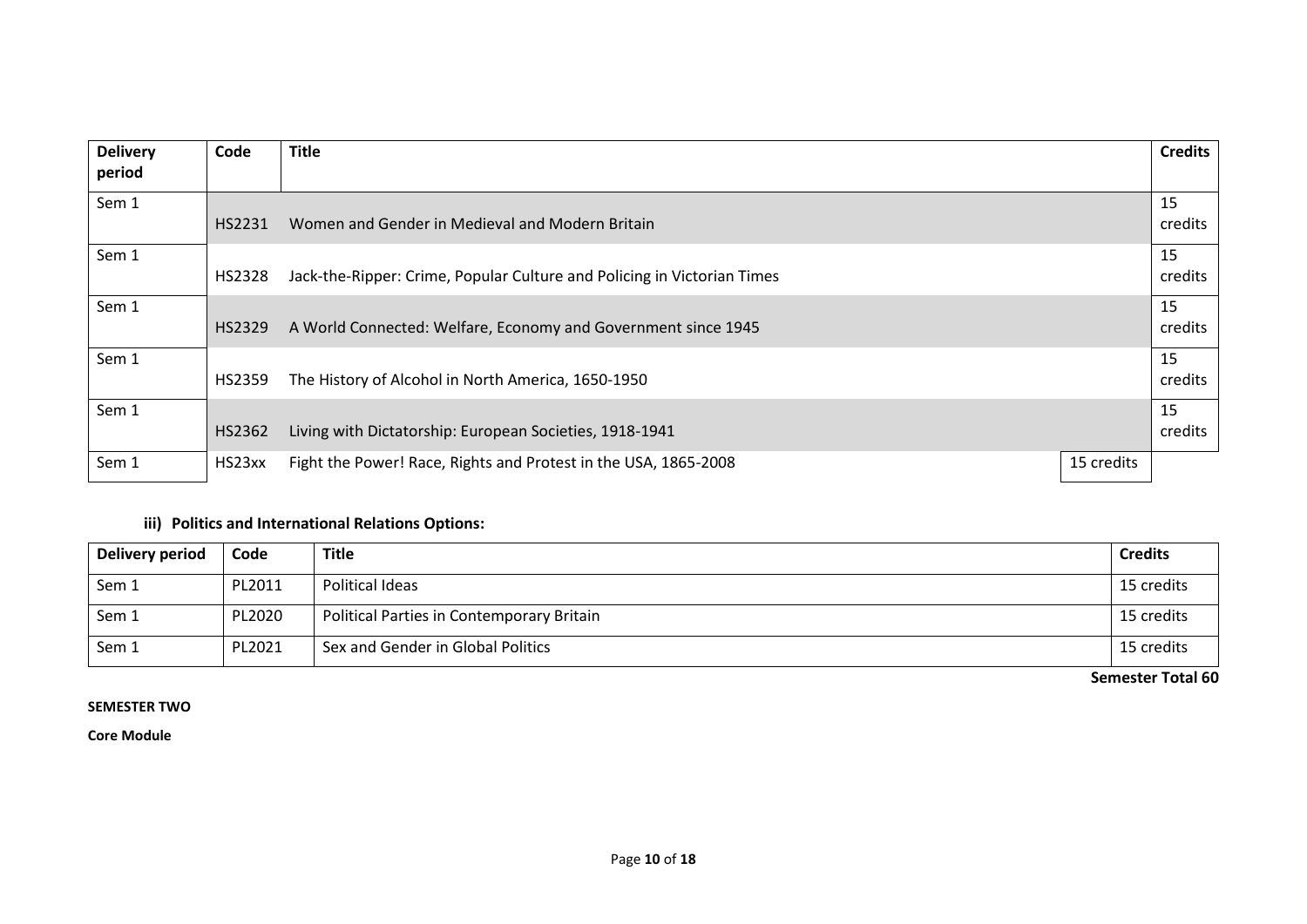| Delivery period | Code | Title | Credits |
| --- | --- | --- | --- |
| Sem 1 | HS2231 | Women and Gender in Medieval and Modern Britain | 15 credits |
| Sem 1 | HS2328 | Jack-the-Ripper: Crime, Popular Culture and Policing in Victorian Times | 15 credits |
| Sem 1 | HS2329 | A World Connected: Welfare, Economy and Government since 1945 | 15 credits |
| Sem 1 | HS2359 | The History of Alcohol in North America, 1650-1950 | 15 credits |
| Sem 1 | HS2362 | Living with Dictatorship: European Societies, 1918-1941 | 15 credits |
| Sem 1 | HS23xx | Fight the Power! Race, Rights and Protest in the USA, 1865-2008 | 15 credits |

### iii) Politics and International Relations Options:

| Delivery period | Code | Title | Credits |
| --- | --- | --- | --- |
| Sem 1 | PL2011 | Political Ideas | 15 credits |
| Sem 1 | PL2020 | Political Parties in Contemporary Britain | 15 credits |
| Sem 1 | PL2021 | Sex and Gender in Global Politics | 15 credits |

**Semester Total 60**

**SEMESTER TWO**

**Core Module**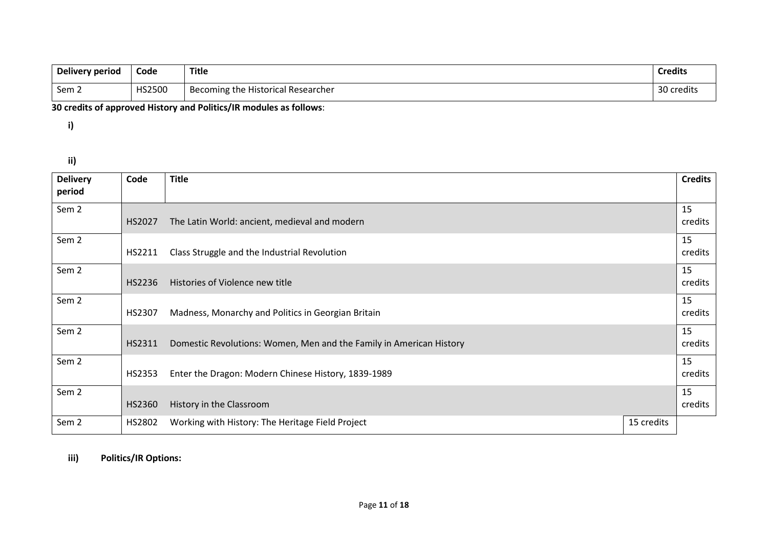| Delivery period | Code | Title | Credits |
|---|---|---|---|
| Sem 2 | HS2500 | Becoming the Historical Researcher | 30 credits |

**30 credits of approved History and Politics/IR modules as follows**:

**i)**

**ii)**

| Delivery period | Code | Title | Credits |
|---|---|---|---|
| Sem 2 | HS2027 | The Latin World: ancient, medieval and modern | 15 credits |
| Sem 2 | HS2211 | Class Struggle and the Industrial Revolution | 15 credits |
| Sem 2 | HS2236 | Histories of Violence new title | 15 credits |
| Sem 2 | HS2307 | Madness, Monarchy and Politics in Georgian Britain | 15 credits |
| Sem 2 | HS2311 | Domestic Revolutions: Women, Men and the Family in American History | 15 credits |
| Sem 2 | HS2353 | Enter the Dragon: Modern Chinese History, 1839-1989 | 15 credits |
| Sem 2 | HS2360 | History in the Classroom | 15 credits |
| Sem 2 | HS2802 | Working with History: The Heritage Field Project | 15 credits |

**iii) Politics/IR Options:**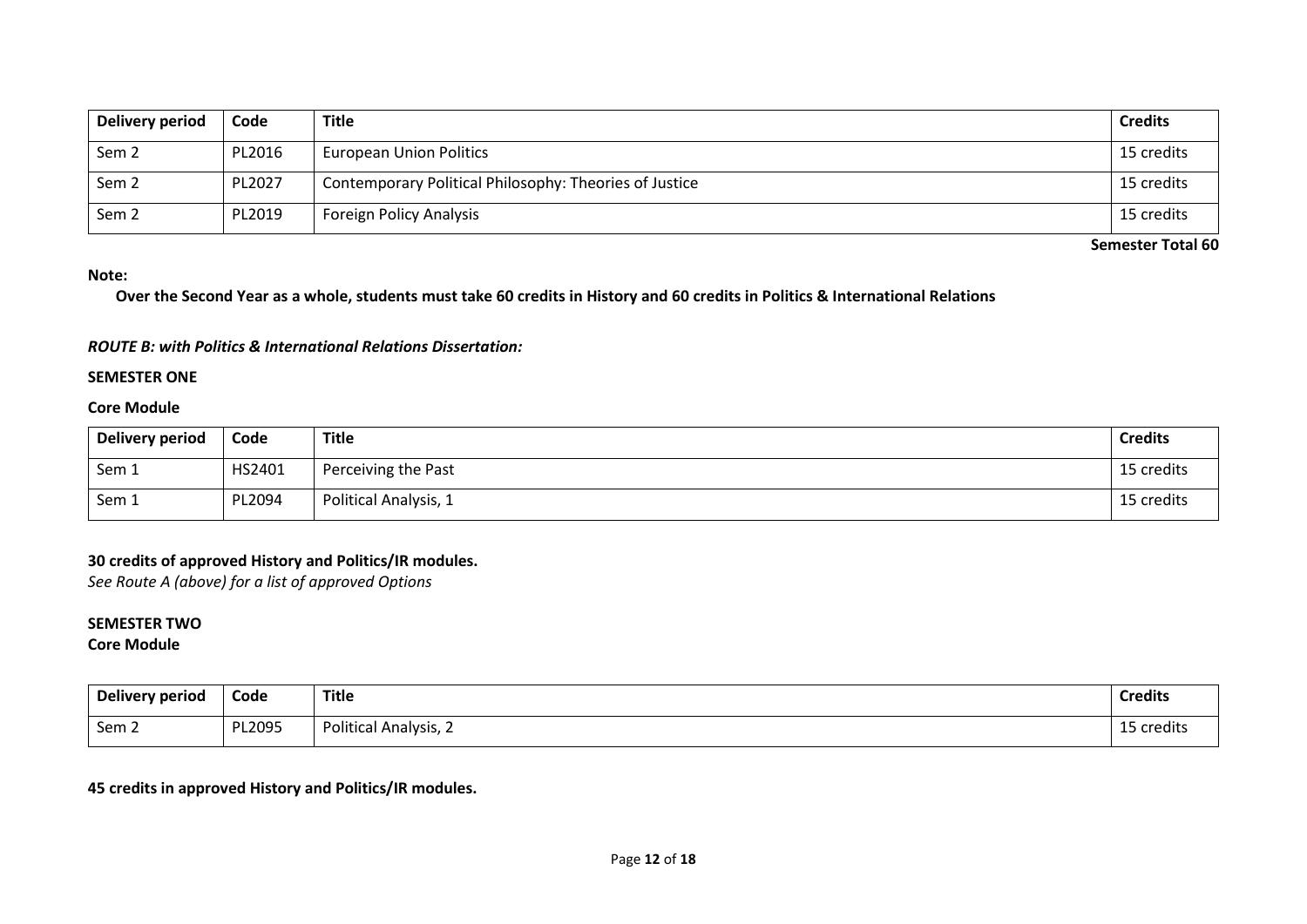| Delivery period | Code | Title | Credits |
|---|---|---|---|
| Sem 2 | PL2016 | European Union Politics | 15 credits |
| Sem 2 | PL2027 | Contemporary Political Philosophy: Theories of Justice | 15 credits |
| Sem 2 | PL2019 | Foreign Policy Analysis | 15 credits |

**Semester Total 60**

**Note:**

**Over the Second Year as a whole, students must take 60 credits in History and 60 credits in Politics & International Relations**

***ROUTE B: with Politics & International Relations Dissertation:***

**SEMESTER ONE**

**Core Module**

| Delivery period | Code | Title | Credits |
|---|---|---|---|
| Sem 1 | HS2401 | Perceiving the Past | 15 credits |
| Sem 1 | PL2094 | Political Analysis, 1 | 15 credits |

**30 credits of approved History and Politics/IR modules.**

*See Route A (above) for a list of approved Options*

**SEMESTER TWO**

**Core Module**

| Delivery period | Code | Title | Credits |
|---|---|---|---|
| Sem 2 | PL2095 | Political Analysis, 2 | 15 credits |

**45 credits in approved History and Politics/IR modules.**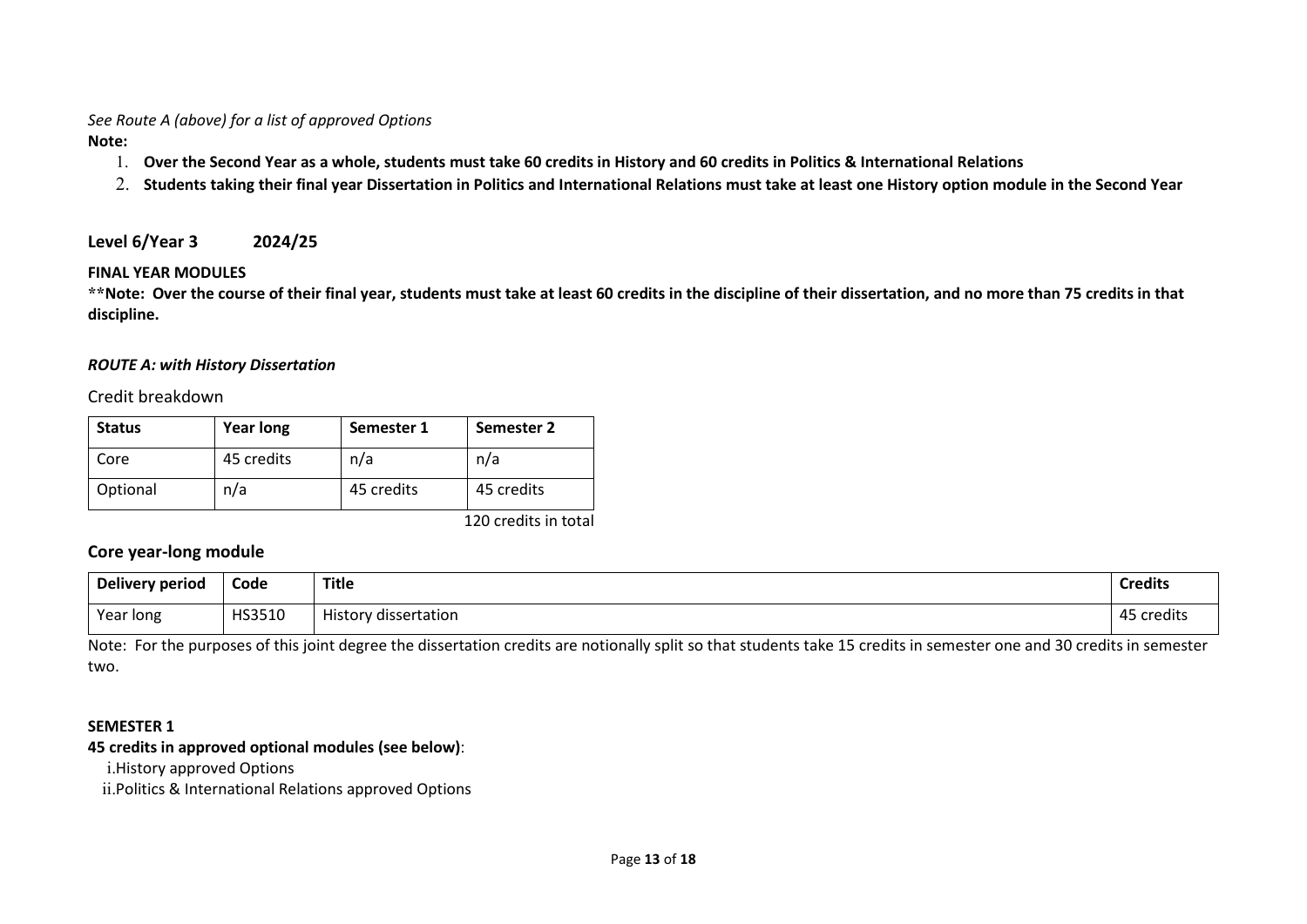*See Route A (above) for a list of approved Options*

**Note:**

1. **Over the Second Year as a whole, students must take 60 credits in History and 60 credits in Politics & International Relations**
2. **Students taking their final year Dissertation in Politics and International Relations must take at least one History option module in the Second Year**

## Level 6/Year 3 2024/25

**FINAL YEAR MODULES**

****Note: Over the course of their final year, students must take at least 60 credits in the discipline of their dissertation, and no more than 75 credits in that discipline.**

***ROUTE A: with History Dissertation***

Credit breakdown

| Status | Year long | Semester 1 | Semester 2 |
|---|---|---|---|
| Core | 45 credits | n/a | n/a |
| Optional | n/a | 45 credits | 45 credits |

120 credits in total

### Core year-long module

| Delivery period | Code | Title | Credits |
|---|---|---|---|
| Year long | HS3510 | History dissertation | 45 credits |

Note: For the purposes of this joint degree the dissertation credits are notionally split so that students take 15 credits in semester one and 30 credits in semester two.

**SEMESTER 1**

**45 credits in approved optional modules (see below)**:

i. History approved Options
ii. Politics & International Relations approved Options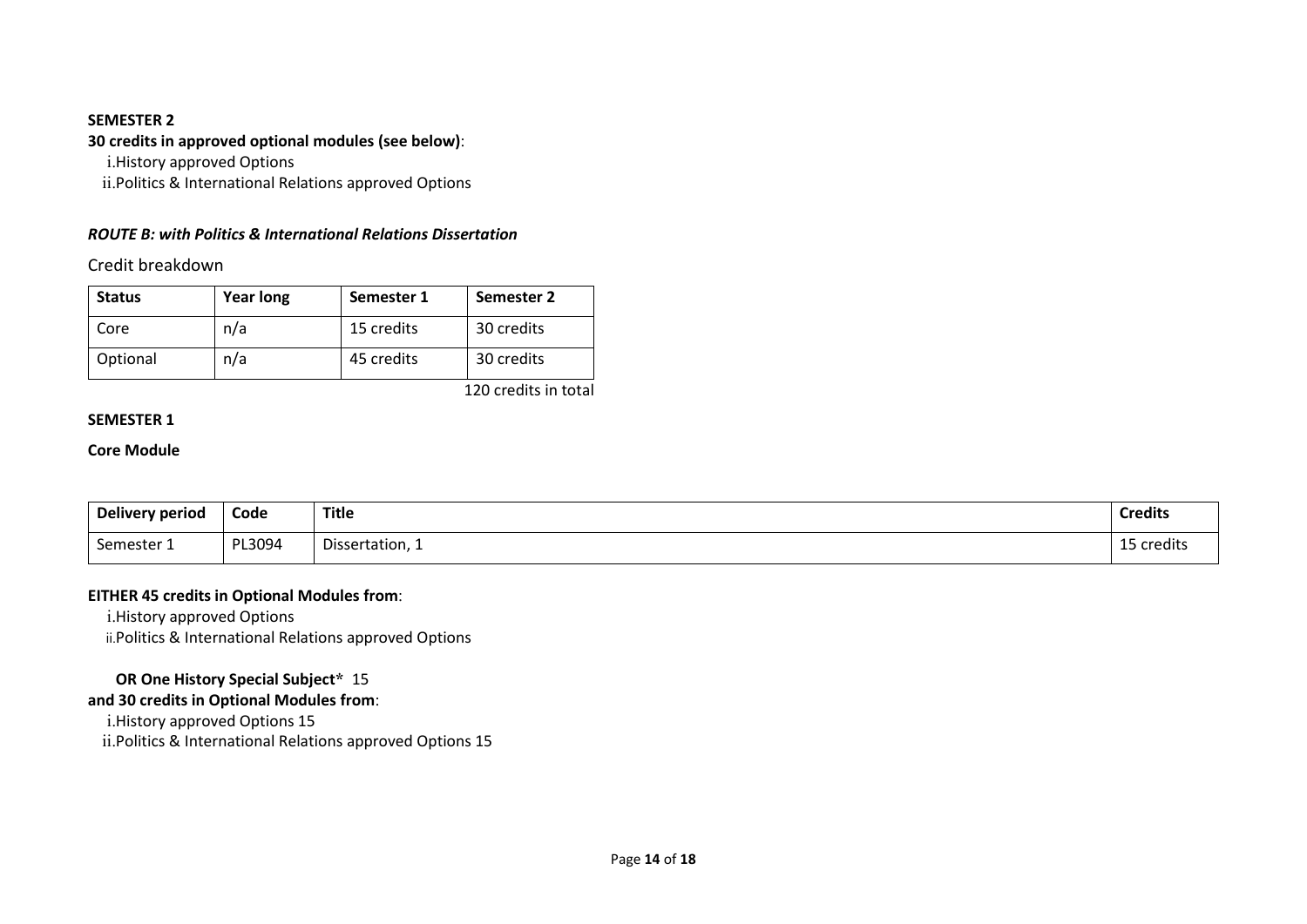**SEMESTER 2**

**30 credits in approved optional modules (see below)**:

i. History approved Options
ii. Politics & International Relations approved Options

***ROUTE B: with Politics & International Relations Dissertation***

Credit breakdown

| Status | Year long | Semester 1 | Semester 2 |
| --- | --- | --- | --- |
| Core | n/a | 15 credits | 30 credits |
| Optional | n/a | 45 credits | 30 credits |

120 credits in total

**SEMESTER 1**

**Core Module**

| Delivery period | Code | Title | Credits |
| --- | --- | --- | --- |
| Semester 1 | PL3094 | Dissertation, 1 | 15 credits |

**EITHER 45 credits in Optional Modules from**:

i. History approved Options
ii. Politics & International Relations approved Options

**OR One History Special Subject*** 15
**and 30 credits in Optional Modules from**:

i. History approved Options 15
ii. Politics & International Relations approved Options 15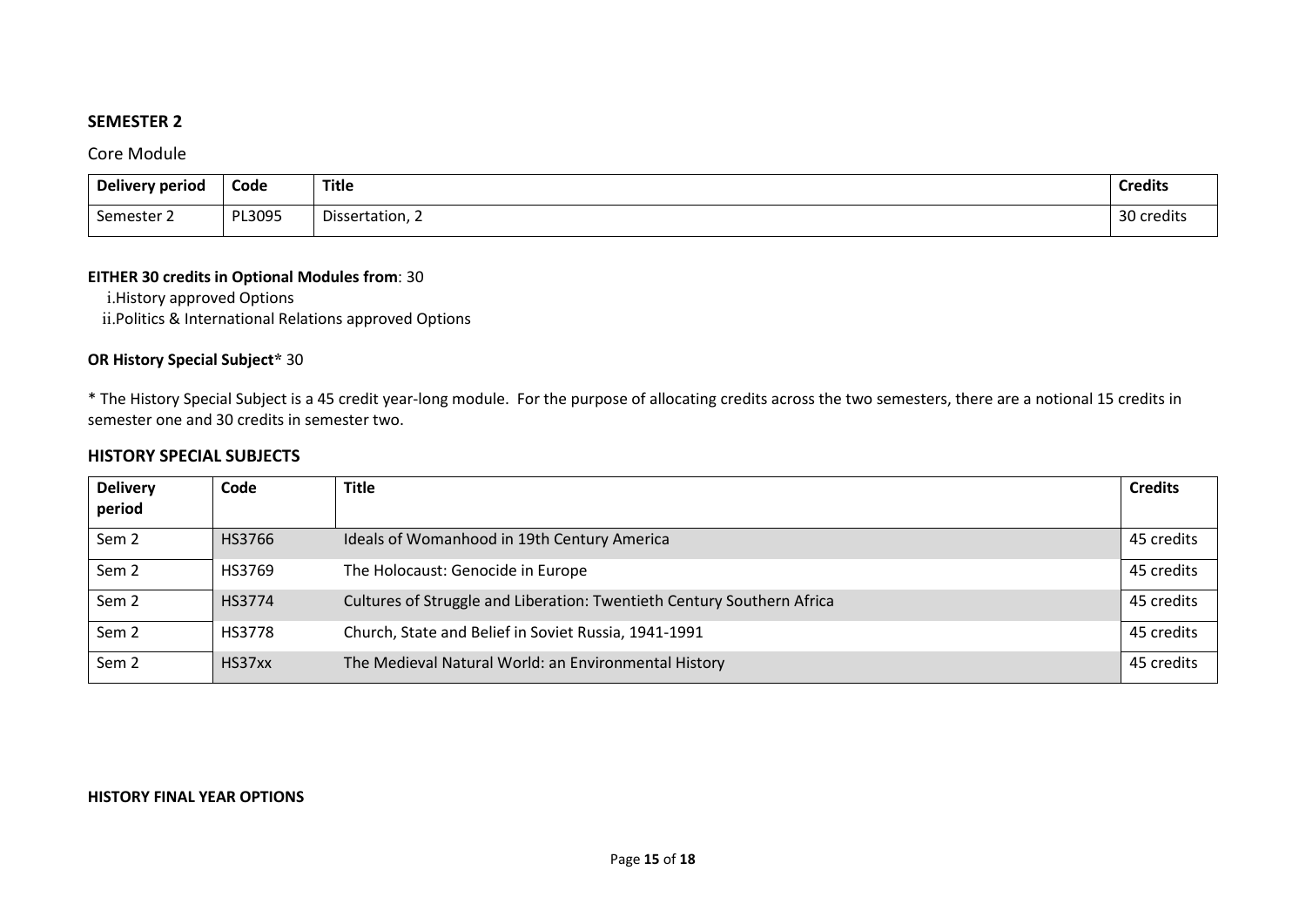## SEMESTER 2

Core Module

| Delivery period | Code | Title | Credits |
|---|---|---|---|
| Semester 2 | PL3095 | Dissertation, 2 | 30 credits |

**EITHER 30 credits in Optional Modules from**: 30

i. History approved Options
ii. Politics & International Relations approved Options

**OR History Special Subject*** 30

* The History Special Subject is a 45 credit year-long module. For the purpose of allocating credits across the two semesters, there are a notional 15 credits in semester one and 30 credits in semester two.

### HISTORY SPECIAL SUBJECTS

| Delivery period | Code | Title | Credits |
|---|---|---|---|
| Sem 2 | HS3766 | Ideals of Womanhood in 19th Century America | 45 credits |
| Sem 2 | HS3769 | The Holocaust: Genocide in Europe | 45 credits |
| Sem 2 | HS3774 | Cultures of Struggle and Liberation: Twentieth Century Southern Africa | 45 credits |
| Sem 2 | HS3778 | Church, State and Belief in Soviet Russia, 1941-1991 | 45 credits |
| Sem 2 | HS37xx | The Medieval Natural World: an Environmental History | 45 credits |

**HISTORY FINAL YEAR OPTIONS**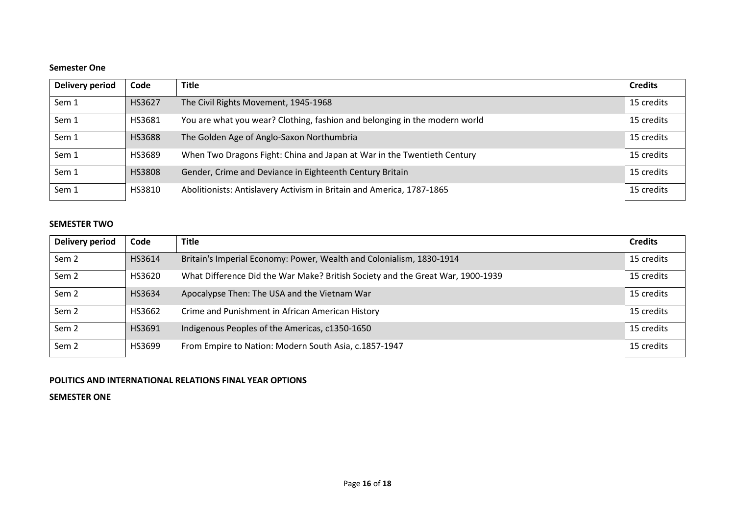**Semester One**

| Delivery period | Code | Title | Credits |
| --- | --- | --- | --- |
| Sem 1 | HS3627 | The Civil Rights Movement, 1945-1968 | 15 credits |
| Sem 1 | HS3681 | You are what you wear? Clothing, fashion and belonging in the modern world | 15 credits |
| Sem 1 | HS3688 | The Golden Age of Anglo-Saxon Northumbria | 15 credits |
| Sem 1 | HS3689 | When Two Dragons Fight: China and Japan at War in the Twentieth Century | 15 credits |
| Sem 1 | HS3808 | Gender, Crime and Deviance in Eighteenth Century Britain | 15 credits |
| Sem 1 | HS3810 | Abolitionists: Antislavery Activism in Britain and America, 1787-1865 | 15 credits |

**SEMESTER TWO**

| Delivery period | Code | Title | Credits |
| --- | --- | --- | --- |
| Sem 2 | HS3614 | Britain's Imperial Economy: Power, Wealth and Colonialism, 1830-1914 | 15 credits |
| Sem 2 | HS3620 | What Difference Did the War Make? British Society and the Great War, 1900-1939 | 15 credits |
| Sem 2 | HS3634 | Apocalypse Then: The USA and the Vietnam War | 15 credits |
| Sem 2 | HS3662 | Crime and Punishment in African American History | 15 credits |
| Sem 2 | HS3691 | Indigenous Peoples of the Americas, c1350-1650 | 15 credits |
| Sem 2 | HS3699 | From Empire to Nation: Modern South Asia, c.1857-1947 | 15 credits |

**POLITICS AND INTERNATIONAL RELATIONS FINAL YEAR OPTIONS**

**SEMESTER ONE**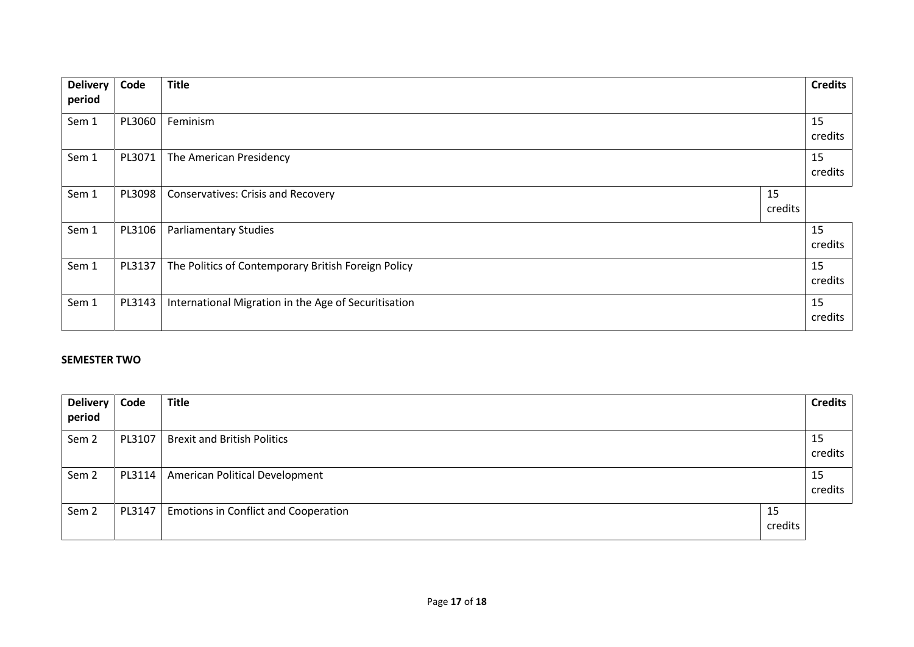| Delivery period | Code | Title | Credits |
|---|---|---|---|
| Sem 1 | PL3060 | Feminism | 15 credits |
| Sem 1 | PL3071 | The American Presidency | 15 credits |
| Sem 1 | PL3098 | Conservatives: Crisis and Recovery | 15 credits |
| Sem 1 | PL3106 | Parliamentary Studies | 15 credits |
| Sem 1 | PL3137 | The Politics of Contemporary British Foreign Policy | 15 credits |
| Sem 1 | PL3143 | International Migration in the Age of Securitisation | 15 credits |

**SEMESTER TWO**

| Delivery period | Code | Title | Credits |
|---|---|---|---|
| Sem 2 | PL3107 | Brexit and British Politics | 15 credits |
| Sem 2 | PL3114 | American Political Development | 15 credits |
| Sem 2 | PL3147 | Emotions in Conflict and Cooperation | 15 credits |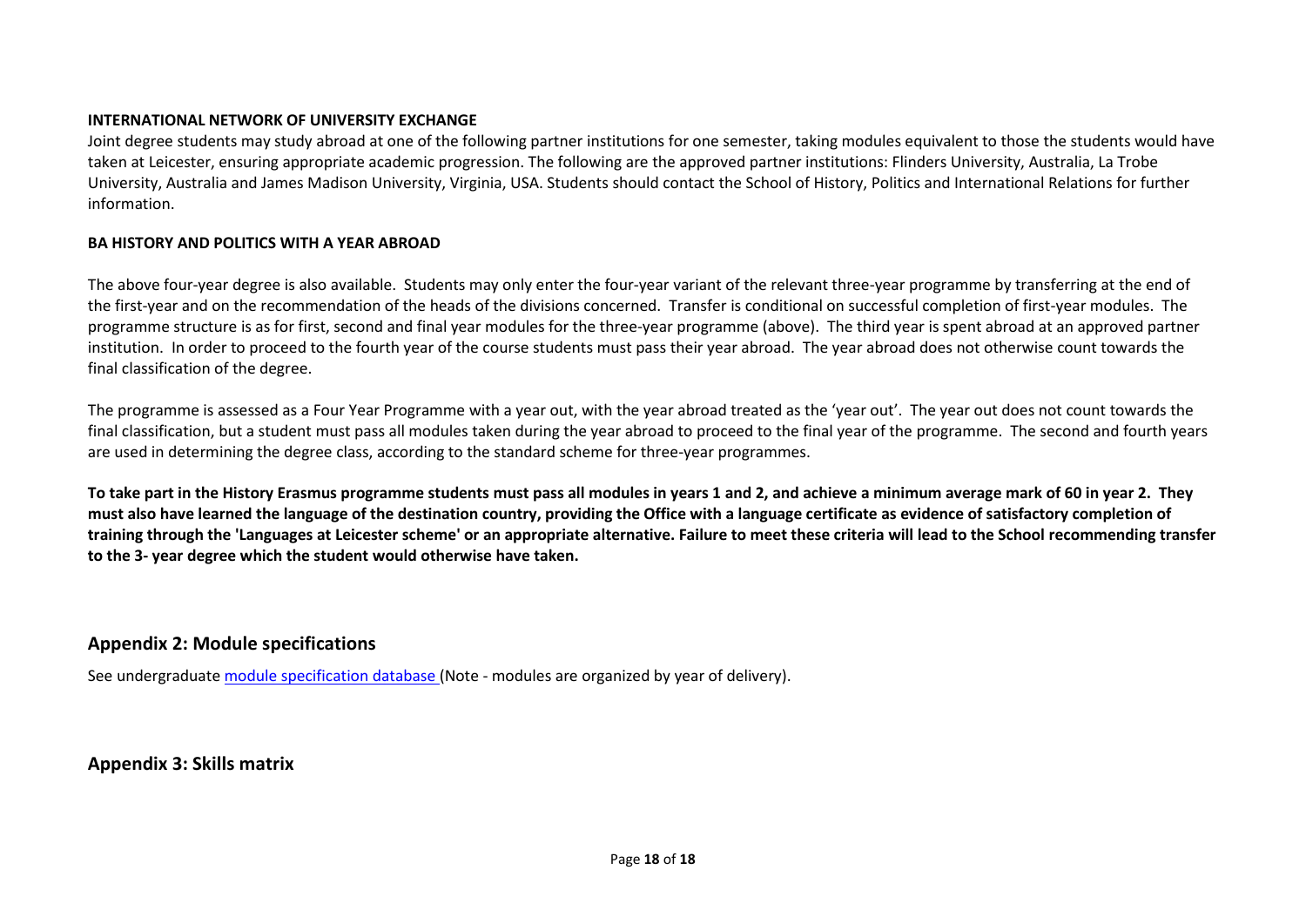**INTERNATIONAL NETWORK OF UNIVERSITY EXCHANGE**

Joint degree students may study abroad at one of the following partner institutions for one semester, taking modules equivalent to those the students would have taken at Leicester, ensuring appropriate academic progression. The following are the approved partner institutions: Flinders University, Australia, La Trobe University, Australia and James Madison University, Virginia, USA. Students should contact the School of History, Politics and International Relations for further information.

**BA HISTORY AND POLITICS WITH A YEAR ABROAD**

The above four-year degree is also available. Students may only enter the four-year variant of the relevant three-year programme by transferring at the end of the first-year and on the recommendation of the heads of the divisions concerned. Transfer is conditional on successful completion of first-year modules. The programme structure is as for first, second and final year modules for the three-year programme (above). The third year is spent abroad at an approved partner institution. In order to proceed to the fourth year of the course students must pass their year abroad. The year abroad does not otherwise count towards the final classification of the degree.

The programme is assessed as a Four Year Programme with a year out, with the year abroad treated as the 'year out'. The year out does not count towards the final classification, but a student must pass all modules taken during the year abroad to proceed to the final year of the programme. The second and fourth years are used in determining the degree class, according to the standard scheme for three-year programmes.

**To take part in the History Erasmus programme students must pass all modules in years 1 and 2, and achieve a minimum average mark of 60 in year 2. They must also have learned the language of the destination country, providing the Office with a language certificate as evidence of satisfactory completion of training through the 'Languages at Leicester scheme' or an appropriate alternative. Failure to meet these criteria will lead to the School recommending transfer to the 3- year degree which the student would otherwise have taken.**

## Appendix 2: Module specifications

See undergraduate module specification database (Note - modules are organized by year of delivery).

## Appendix 3: Skills matrix